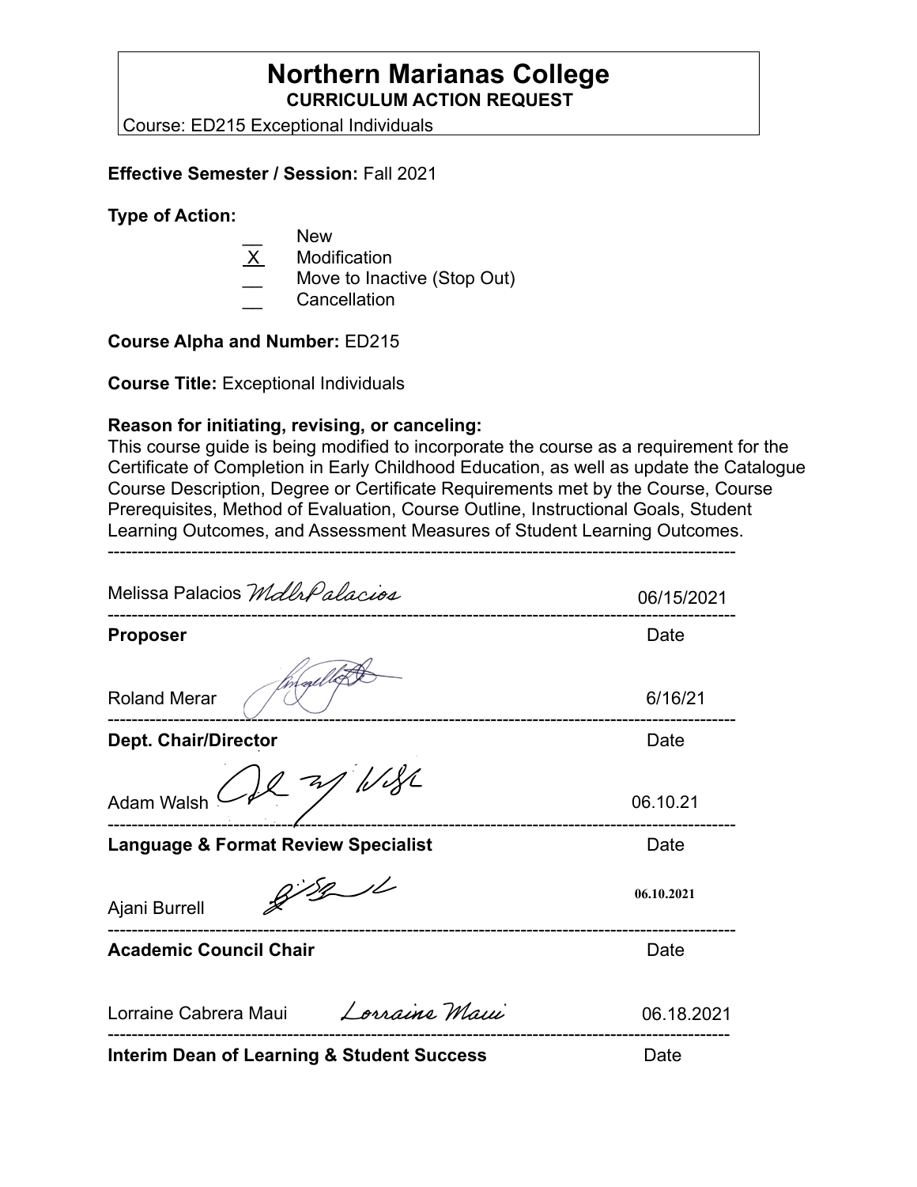# Northern Marianas College

**CURRICULUM ACTION REQUEST**

Course: ED215 Exceptional Individuals

**Effective Semester / Session:** Fall 2021

**Type of Action:**

- __ New
- X Modification
- __ Move to Inactive (Stop Out)
- __ Cancellation

**Course Alpha and Number:** ED215

**Course Title:** Exceptional Individuals

**Reason for initiating, revising, or canceling:**

This course guide is being modified to incorporate the course as a requirement for the Certificate of Completion in Early Childhood Education, as well as update the Catalogue Course Description, Degree or Certificate Requirements met by the Course, Course Prerequisites, Method of Evaluation, Course Outline, Instructional Goals, Student Learning Outcomes, and Assessment Measures of Student Learning Outcomes.

---

Melissa Palacios 06/15/2021

---

**Proposer** Date

Roland Merar 6/16/21

---

**Dept. Chair/Director** Date

Adam Walsh 06.10.21

---

**Language & Format Review Specialist** Date

Ajani Burrell 06.10.2021

---

**Academic Council Chair** Date

Lorraine Cabrera Maui 06.18.2021

---

**Interim Dean of Learning & Student Success** Date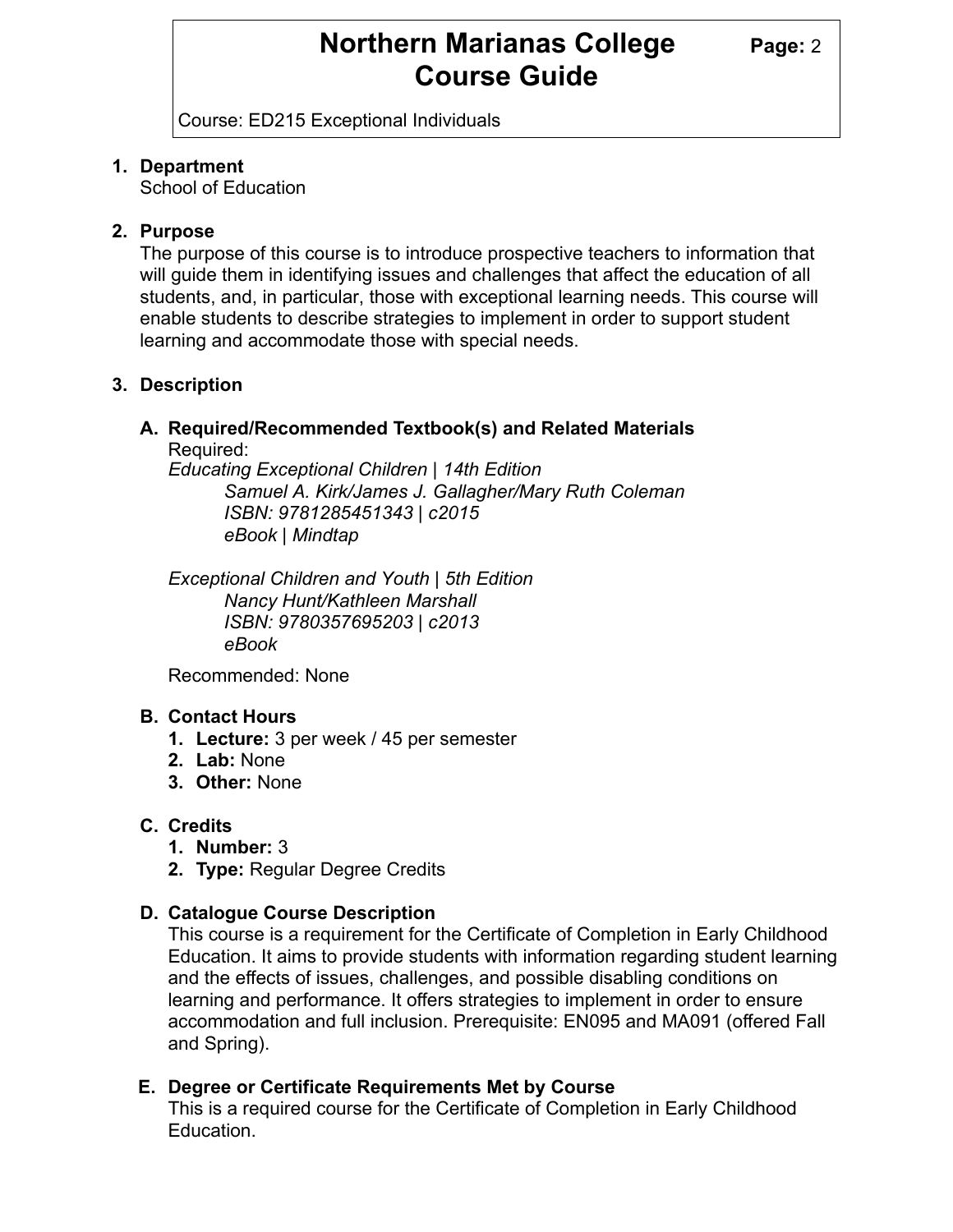## 1. Department

School of Education

## 2. Purpose

The purpose of this course is to introduce prospective teachers to information that will guide them in identifying issues and challenges that affect the education of all students, and, in particular, those with exceptional learning needs. This course will enable students to describe strategies to implement in order to support student learning and accommodate those with special needs.

## 3. Description

### A. Required/Recommended Textbook(s) and Related Materials

Required:

*Educating Exceptional Children | 14th Edition*
*Samuel A. Kirk/James J. Gallagher/Mary Ruth Coleman*
*ISBN: 9781285451343 | c2015*
*eBook | Mindtap*

*Exceptional Children and Youth | 5th Edition*
*Nancy Hunt/Kathleen Marshall*
*ISBN: 9780357695203 | c2013*
*eBook*

Recommended: None

### B. Contact Hours

1. **Lecture:** 3 per week / 45 per semester
2. **Lab:** None
3. **Other:** None

### C. Credits

1. **Number:** 3
2. **Type:** Regular Degree Credits

### D. Catalogue Course Description

This course is a requirement for the Certificate of Completion in Early Childhood Education. It aims to provide students with information regarding student learning and the effects of issues, challenges, and possible disabling conditions on learning and performance. It offers strategies to implement in order to ensure accommodation and full inclusion. Prerequisite: EN095 and MA091 (offered Fall and Spring).

### E. Degree or Certificate Requirements Met by Course

This is a required course for the Certificate of Completion in Early Childhood Education.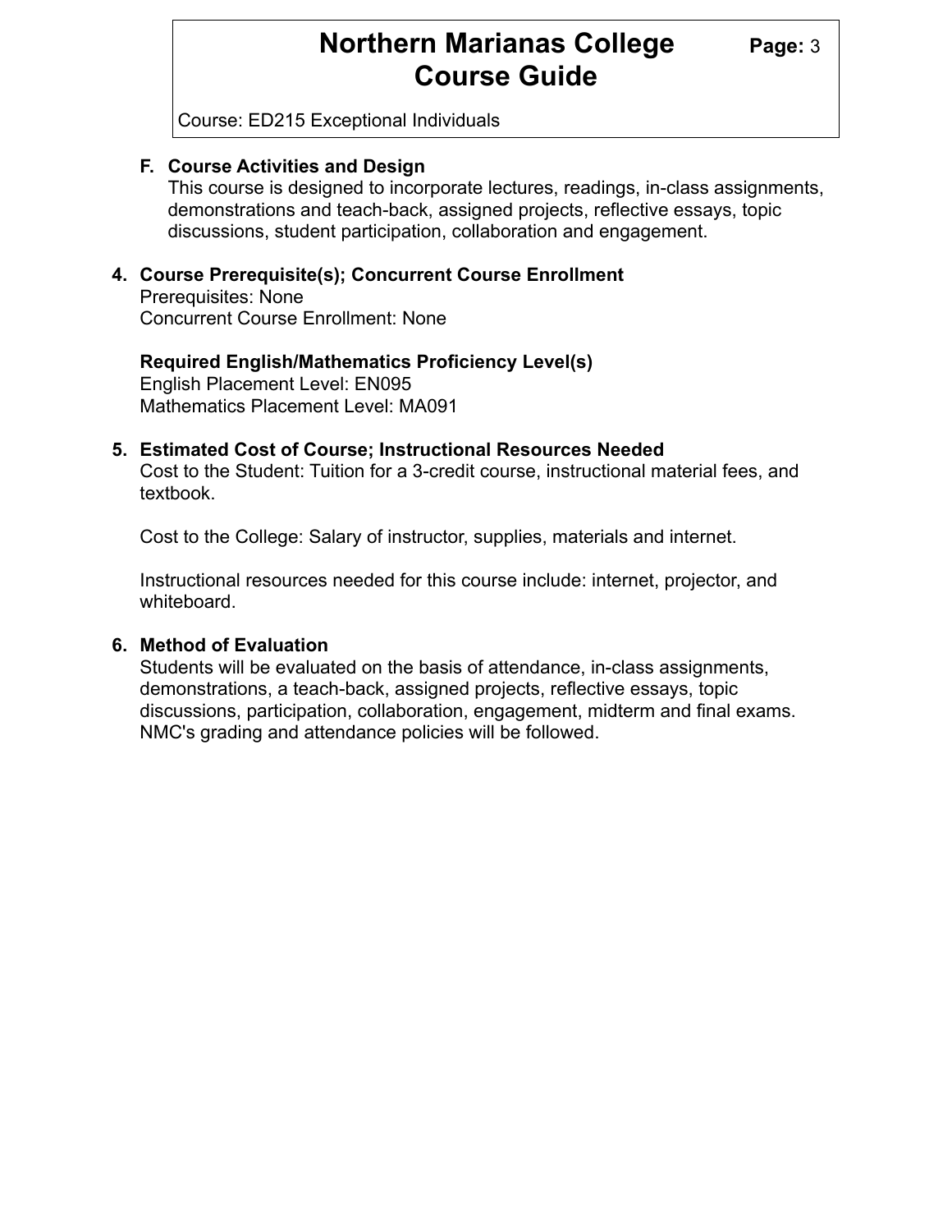### F. Course Activities and Design

This course is designed to incorporate lectures, readings, in-class assignments, demonstrations and teach-back, assigned projects, reflective essays, topic discussions, student participation, collaboration and engagement.

## 4. Course Prerequisite(s); Concurrent Course Enrollment

Prerequisites: None
Concurrent Course Enrollment: None

**Required English/Mathematics Proficiency Level(s)**
English Placement Level: EN095
Mathematics Placement Level: MA091

## 5. Estimated Cost of Course; Instructional Resources Needed

Cost to the Student: Tuition for a 3-credit course, instructional material fees, and textbook.

Cost to the College: Salary of instructor, supplies, materials and internet.

Instructional resources needed for this course include: internet, projector, and whiteboard.

## 6. Method of Evaluation

Students will be evaluated on the basis of attendance, in-class assignments, demonstrations, a teach-back, assigned projects, reflective essays, topic discussions, participation, collaboration, engagement, midterm and final exams. NMC's grading and attendance policies will be followed.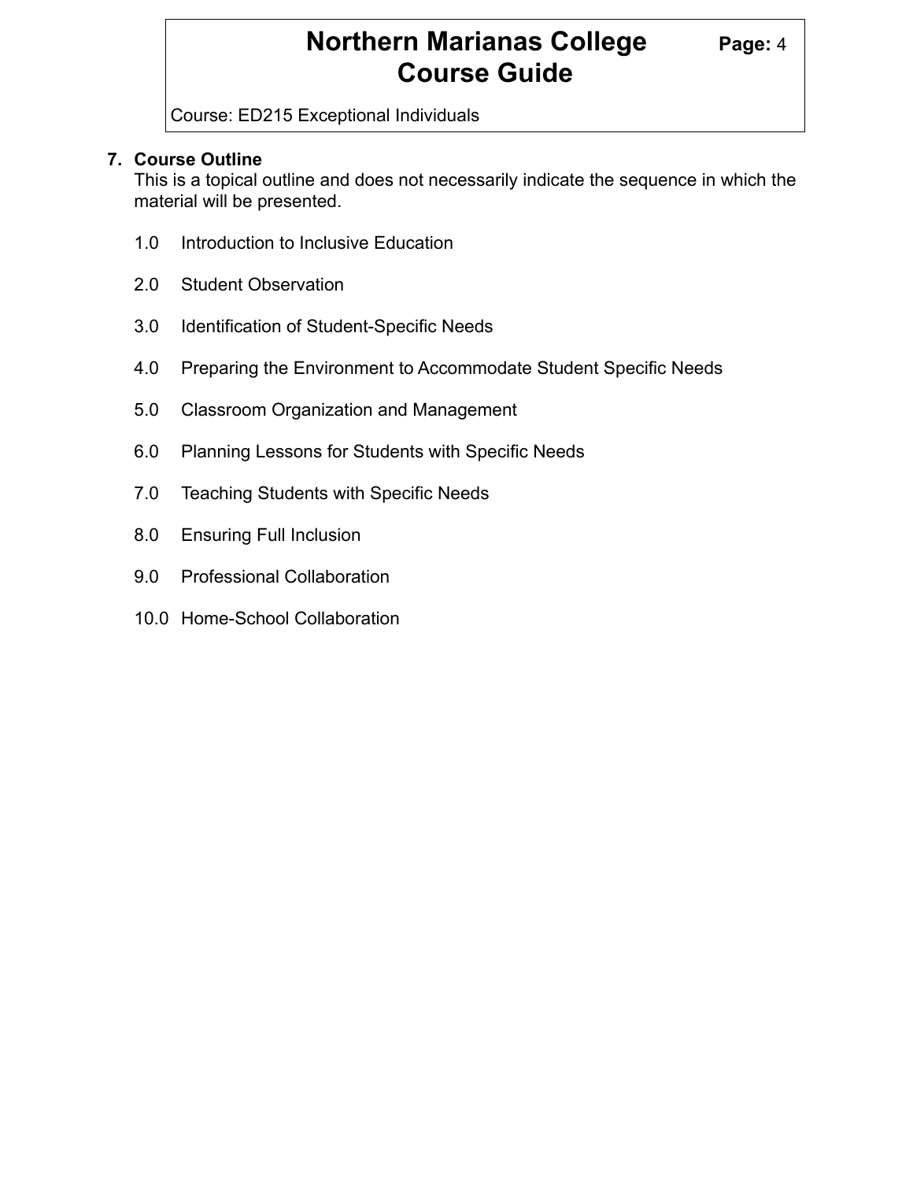**7. Course Outline**

This is a topical outline and does not necessarily indicate the sequence in which the material will be presented.

1.0 Introduction to Inclusive Education

2.0 Student Observation

3.0 Identification of Student-Specific Needs

4.0 Preparing the Environment to Accommodate Student Specific Needs

5.0 Classroom Organization and Management

6.0 Planning Lessons for Students with Specific Needs

7.0 Teaching Students with Specific Needs

8.0 Ensuring Full Inclusion

9.0 Professional Collaboration

10.0 Home-School Collaboration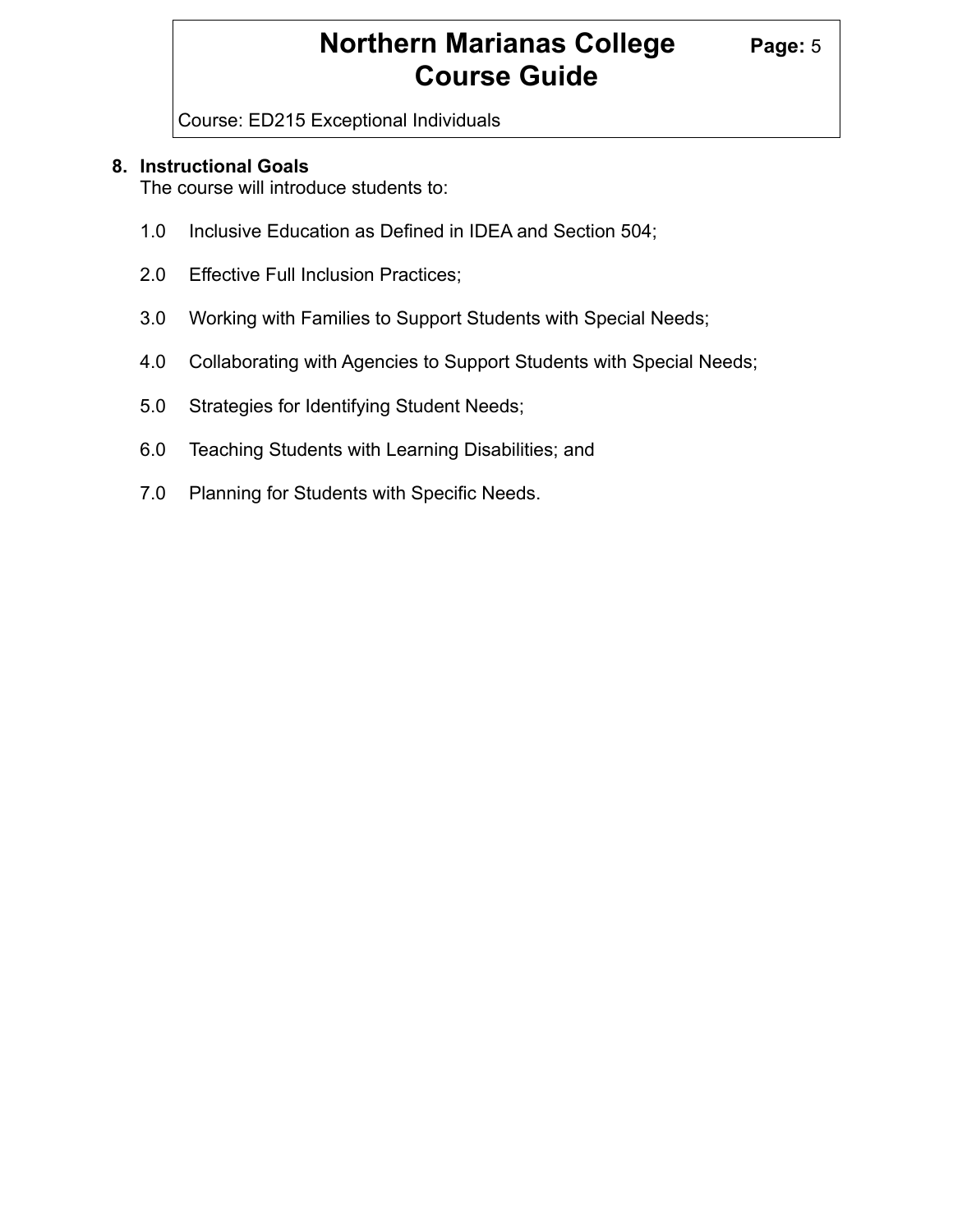## 8. Instructional Goals

The course will introduce students to:

1.0 Inclusive Education as Defined in IDEA and Section 504;

2.0 Effective Full Inclusion Practices;

3.0 Working with Families to Support Students with Special Needs;

4.0 Collaborating with Agencies to Support Students with Special Needs;

5.0 Strategies for Identifying Student Needs;

6.0 Teaching Students with Learning Disabilities; and

7.0 Planning for Students with Specific Needs.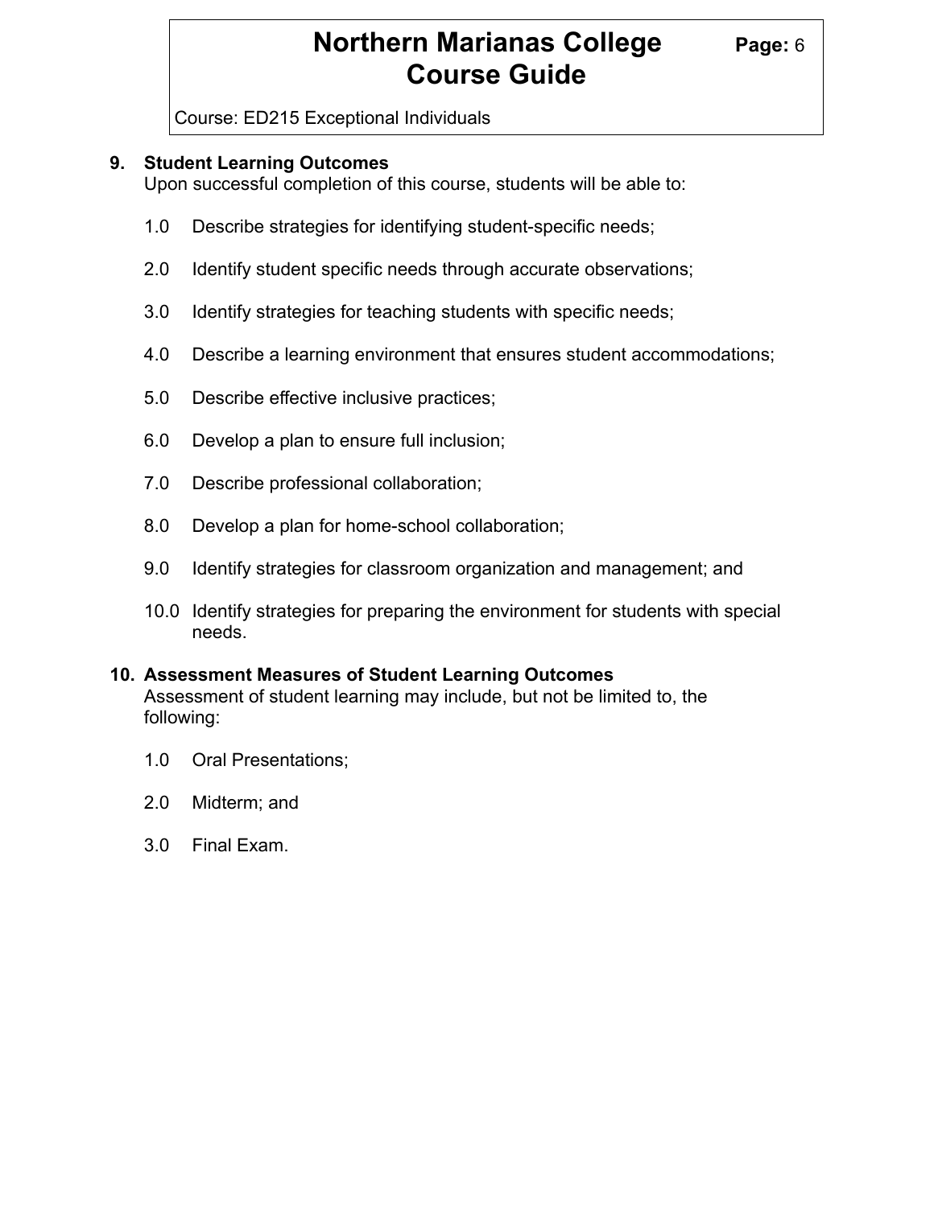## 9. Student Learning Outcomes

Upon successful completion of this course, students will be able to:

1.0 Describe strategies for identifying student-specific needs;

2.0 Identify student specific needs through accurate observations;

3.0 Identify strategies for teaching students with specific needs;

4.0 Describe a learning environment that ensures student accommodations;

5.0 Describe effective inclusive practices;

6.0 Develop a plan to ensure full inclusion;

7.0 Describe professional collaboration;

8.0 Develop a plan for home-school collaboration;

9.0 Identify strategies for classroom organization and management; and

10.0 Identify strategies for preparing the environment for students with special needs.

## 10. Assessment Measures of Student Learning Outcomes

Assessment of student learning may include, but not be limited to, the following:

1.0 Oral Presentations;

2.0 Midterm; and

3.0 Final Exam.